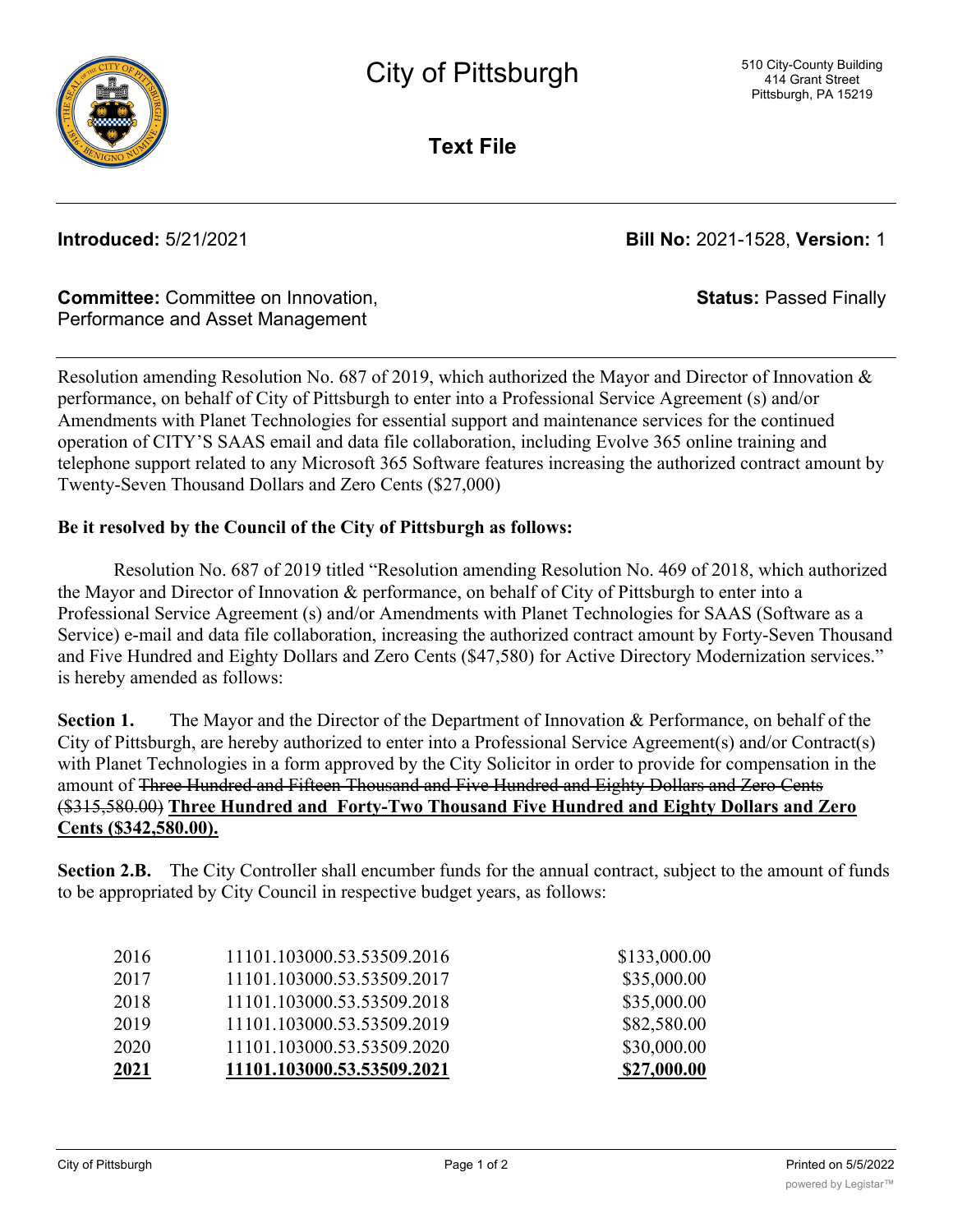# City of Pittsburgh

510 City-County Building
414 Grant Street
Pittsburgh, PA 15219

**Text File**

**Introduced:** 5/21/2021 **Bill No:** 2021-1528, **Version:** 1

**Committee:** Committee on Innovation, Performance and Asset Management **Status:** Passed Finally

Resolution amending Resolution No. 687 of 2019, which authorized the Mayor and Director of Innovation & performance, on behalf of City of Pittsburgh to enter into a Professional Service Agreement (s) and/or Amendments with Planet Technologies for essential support and maintenance services for the continued operation of CITY'S SAAS email and data file collaboration, including Evolve 365 online training and telephone support related to any Microsoft 365 Software features increasing the authorized contract amount by Twenty-Seven Thousand Dollars and Zero Cents ($27,000)

**Be it resolved by the Council of the City of Pittsburgh as follows:**

Resolution No. 687 of 2019 titled "Resolution amending Resolution No. 469 of 2018, which authorized the Mayor and Director of Innovation & performance, on behalf of City of Pittsburgh to enter into a Professional Service Agreement (s) and/or Amendments with Planet Technologies for SAAS (Software as a Service) e-mail and data file collaboration, increasing the authorized contract amount by Forty-Seven Thousand and Five Hundred and Eighty Dollars and Zero Cents ($47,580) for Active Directory Modernization services." is hereby amended as follows:

**Section 1.** The Mayor and the Director of the Department of Innovation & Performance, on behalf of the City of Pittsburgh, are hereby authorized to enter into a Professional Service Agreement(s) and/or Contract(s) with Planet Technologies in a form approved by the City Solicitor in order to provide for compensation in the amount of ~~Three Hundred and Fifteen Thousand and Five Hundred and Eighty Dollars and Zero Cents ($315,580.00)~~ **Three Hundred and Forty-Two Thousand Five Hundred and Eighty Dollars and Zero Cents ($342,580.00).**

**Section 2.B.** The City Controller shall encumber funds for the annual contract, subject to the amount of funds to be appropriated by City Council in respective budget years, as follows:

| | | |
|---|---|---|
| 2016 | 11101.103000.53.53509.2016 | $133,000.00 |
| 2017 | 11101.103000.53.53509.2017 | $35,000.00 |
| 2018 | 11101.103000.53.53509.2018 | $35,000.00 |
| 2019 | 11101.103000.53.53509.2019 | $82,580.00 |
| 2020 | 11101.103000.53.53509.2020 | $30,000.00 |
| **2021** | **11101.103000.53.53509.2021** | **$27,000.00** |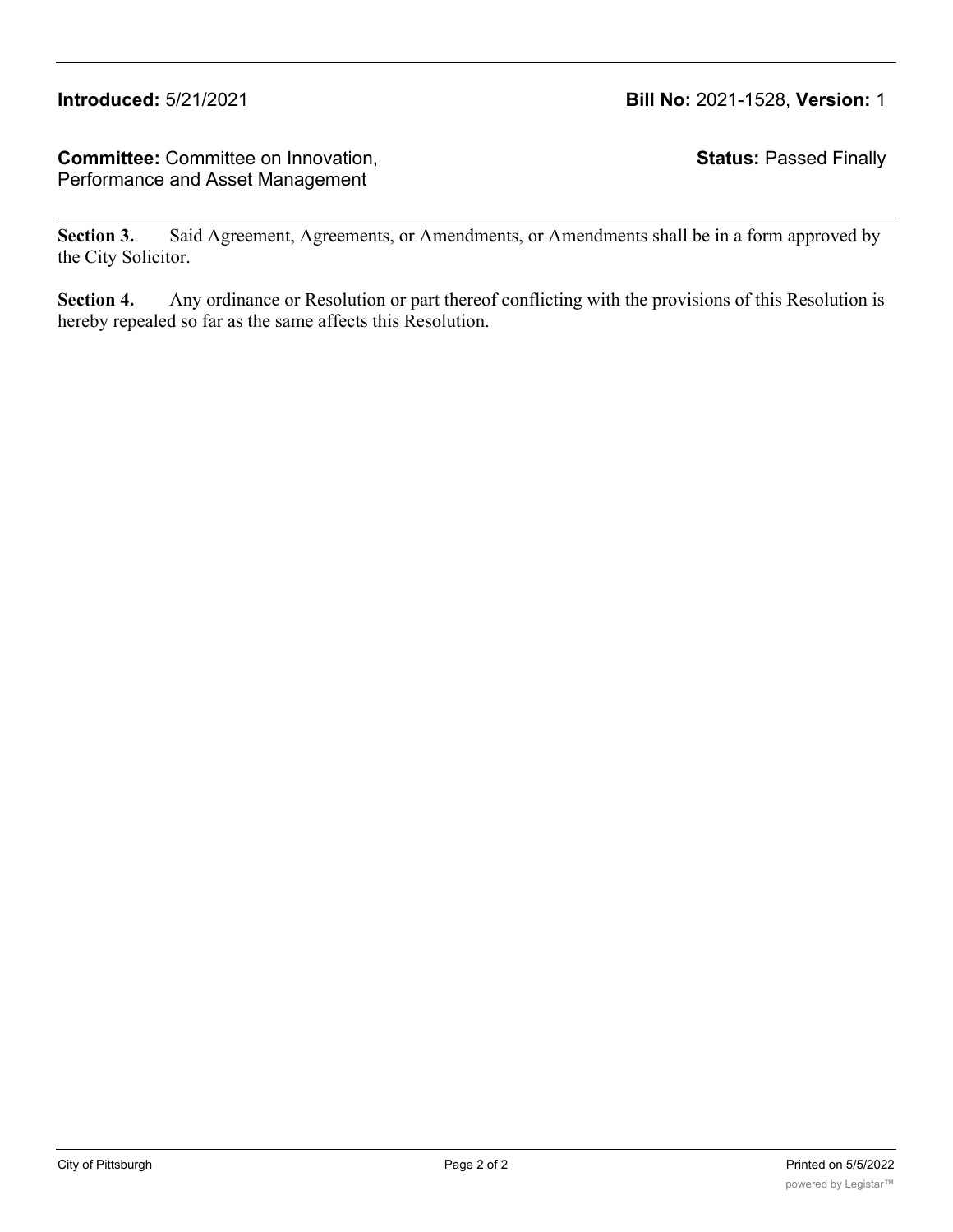**Introduced:** 5/21/2021 **Bill No:** 2021-1528, **Version:** 1

**Committee:** Committee on Innovation, Performance and Asset Management **Status:** Passed Finally

**Section 3.** Said Agreement, Agreements, or Amendments, or Amendments shall be in a form approved by the City Solicitor.

**Section 4.** Any ordinance or Resolution or part thereof conflicting with the provisions of this Resolution is hereby repealed so far as the same affects this Resolution.